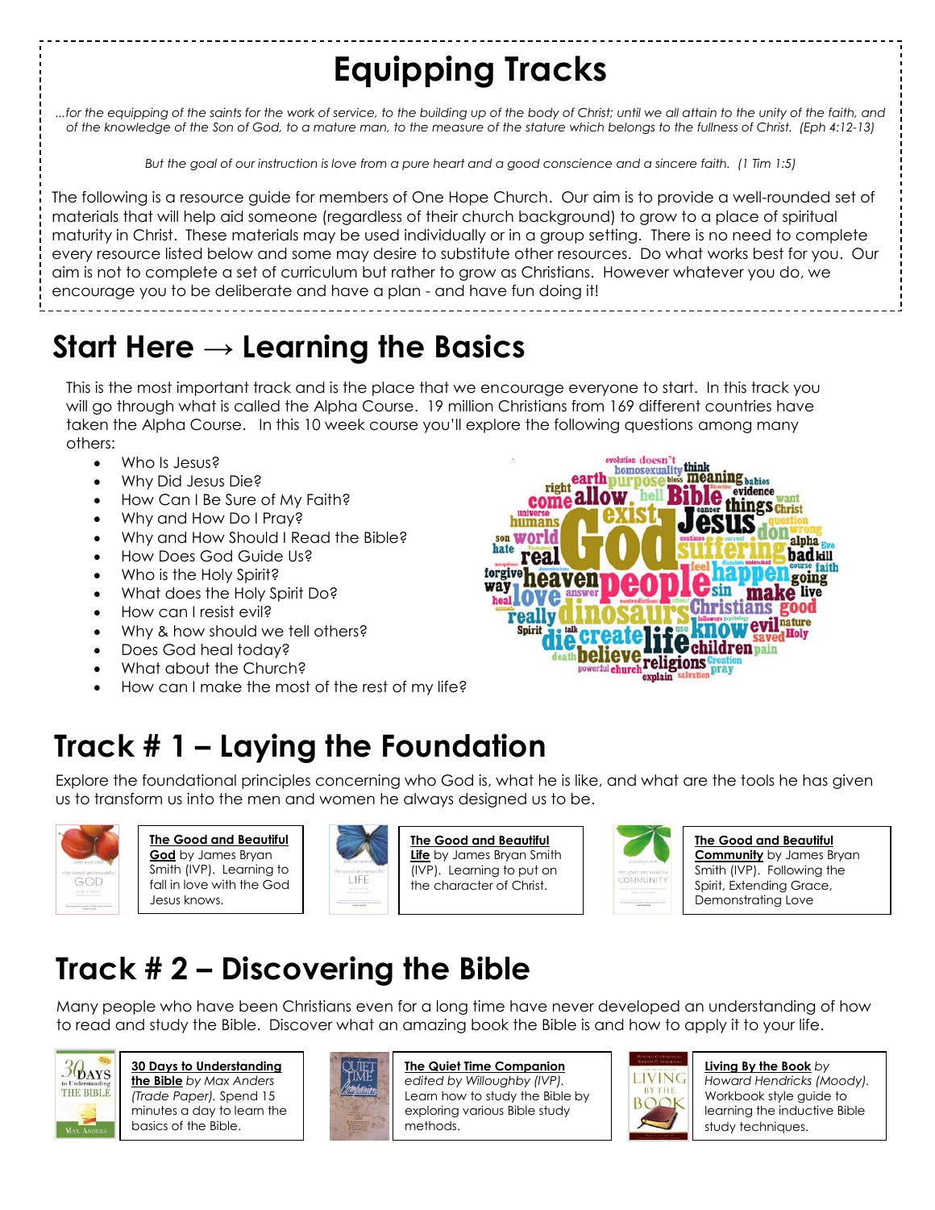# Equipping Tracks

*...for the equipping of the saints for the work of service, to the building up of the body of Christ; until we all attain to the unity of the faith, and of the knowledge of the Son of God, to a mature man, to the measure of the stature which belongs to the fullness of Christ. (Eph 4:12-13)*

*But the goal of our instruction is love from a pure heart and a good conscience and a sincere faith. (1 Tim 1:5)*

The following is a resource guide for members of One Hope Church. Our aim is to provide a well-rounded set of materials that will help aid someone (regardless of their church background) to grow to a place of spiritual maturity in Christ. These materials may be used individually or in a group setting. There is no need to complete every resource listed below and some may desire to substitute other resources. Do what works best for you. Our aim is not to complete a set of curriculum but rather to grow as Christians. However whatever you do, we encourage you to be deliberate and have a plan - and have fun doing it!

## Start Here → Learning the Basics

This is the most important track and is the place that we encourage everyone to start. In this track you will go through what is called the Alpha Course. 19 million Christians from 169 different countries have taken the Alpha Course. In this 10 week course you'll explore the following questions among many others:

- Who Is Jesus?
- Why Did Jesus Die?
- How Can I Be Sure of My Faith?
- Why and How Do I Pray?
- Why and How Should I Read the Bible?
- How Does God Guide Us?
- Who is the Holy Spirit?
- What does the Holy Spirit Do?
- How can I resist evil?
- Why & how should we tell others?
- Does God heal today?
- What about the Church?
- How can I make the most of the rest of my life?

## Track # 1 – Laying the Foundation

Explore the foundational principles concerning who God is, what he is like, and what are the tools he has given us to transform us into the men and women he always designed us to be.

**The Good and Beautiful God** by James Bryan Smith (IVP). Learning to fall in love with the God Jesus knows.

**The Good and Beautiful Life** by James Bryan Smith (IVP). Learning to put on the character of Christ.

**The Good and Beautiful Community** by James Bryan Smith (IVP). Following the Spirit, Extending Grace, Demonstrating Love

## Track # 2 – Discovering the Bible

Many people who have been Christians even for a long time have never developed an understanding of how to read and study the Bible. Discover what an amazing book the Bible is and how to apply it to your life.

**30 Days to Understanding the Bible** *by Max Anders (Trade Paper).* Spend 15 minutes a day to learn the basics of the Bible.

**The Quiet Time Companion** *edited by Willoughby (IVP).* Learn how to study the Bible by exploring various Bible study methods.

**Living By the Book** *by Howard Hendricks (Moody).* Workbook style guide to learning the inductive Bible study techniques.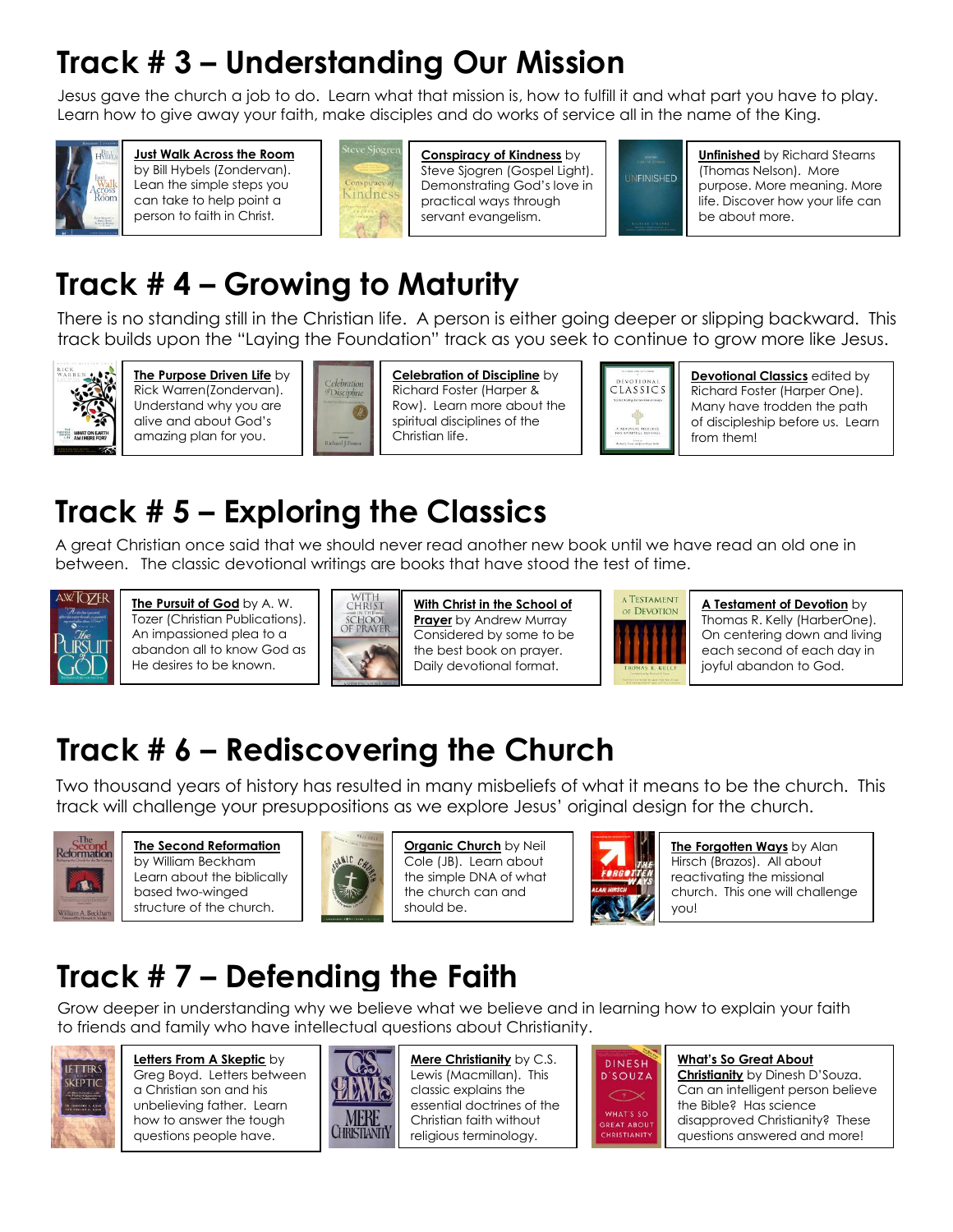# Track # 3 – Understanding Our Mission

Jesus gave the church a job to do. Learn what that mission is, how to fulfill it and what part you have to play. Learn how to give away your faith, make disciples and do works of service all in the name of the King.

**Just Walk Across the Room** by Bill Hybels (Zondervan). Lean the simple steps you can take to help point a person to faith in Christ.

**Conspiracy of Kindness** by Steve Sjogren (Gospel Light). Demonstrating God's love in practical ways through servant evangelism.

**Unfinished** by Richard Stearns (Thomas Nelson). More purpose. More meaning. More life. Discover how your life can be about more.

# Track # 4 – Growing to Maturity

There is no standing still in the Christian life. A person is either going deeper or slipping backward. This track builds upon the "Laying the Foundation" track as you seek to continue to grow more like Jesus.

**The Purpose Driven Life** by Rick Warren(Zondervan). Understand why you are alive and about God's amazing plan for you.

**Celebration of Discipline** by Richard Foster (Harper & Row). Learn more about the spiritual disciplines of the Christian life.

**Devotional Classics** edited by Richard Foster (Harper One). Many have trodden the path of discipleship before us. Learn from them!

# Track # 5 – Exploring the Classics

A great Christian once said that we should never read another new book until we have read an old one in between. The classic devotional writings are books that have stood the test of time.

**The Pursuit of God** by A. W. Tozer (Christian Publications). An impassioned plea to a abandon all to know God as He desires to be known.

**With Christ in the School of Prayer** by Andrew Murray Considered by some to be the best book on prayer. Daily devotional format.

**A Testament of Devotion** by Thomas R. Kelly (HarberOne). On centering down and living each second of each day in joyful abandon to God.

# Track # 6 – Rediscovering the Church

Two thousand years of history has resulted in many misbeliefs of what it means to be the church. This track will challenge your presuppositions as we explore Jesus' original design for the church.

**The Second Reformation** by William Beckham Learn about the biblically based two-winged structure of the church.

**Organic Church** by Neil Cole (JB). Learn about the simple DNA of what the church can and should be.

**The Forgotten Ways** by Alan Hirsch (Brazos). All about reactivating the missional church. This one will challenge you!

# Track # 7 – Defending the Faith

Grow deeper in understanding why we believe what we believe and in learning how to explain your faith to friends and family who have intellectual questions about Christianity.

**Letters From A Skeptic** by Greg Boyd. Letters between a Christian son and his unbelieving father. Learn how to answer the tough questions people have.

**Mere Christianity** by C.S. Lewis (Macmillan). This classic explains the essential doctrines of the Christian faith without religious terminology.

**What's So Great About Christianity** by Dinesh D'Souza. Can an intelligent person believe the Bible? Has science disapproved Christianity? These questions answered and more!